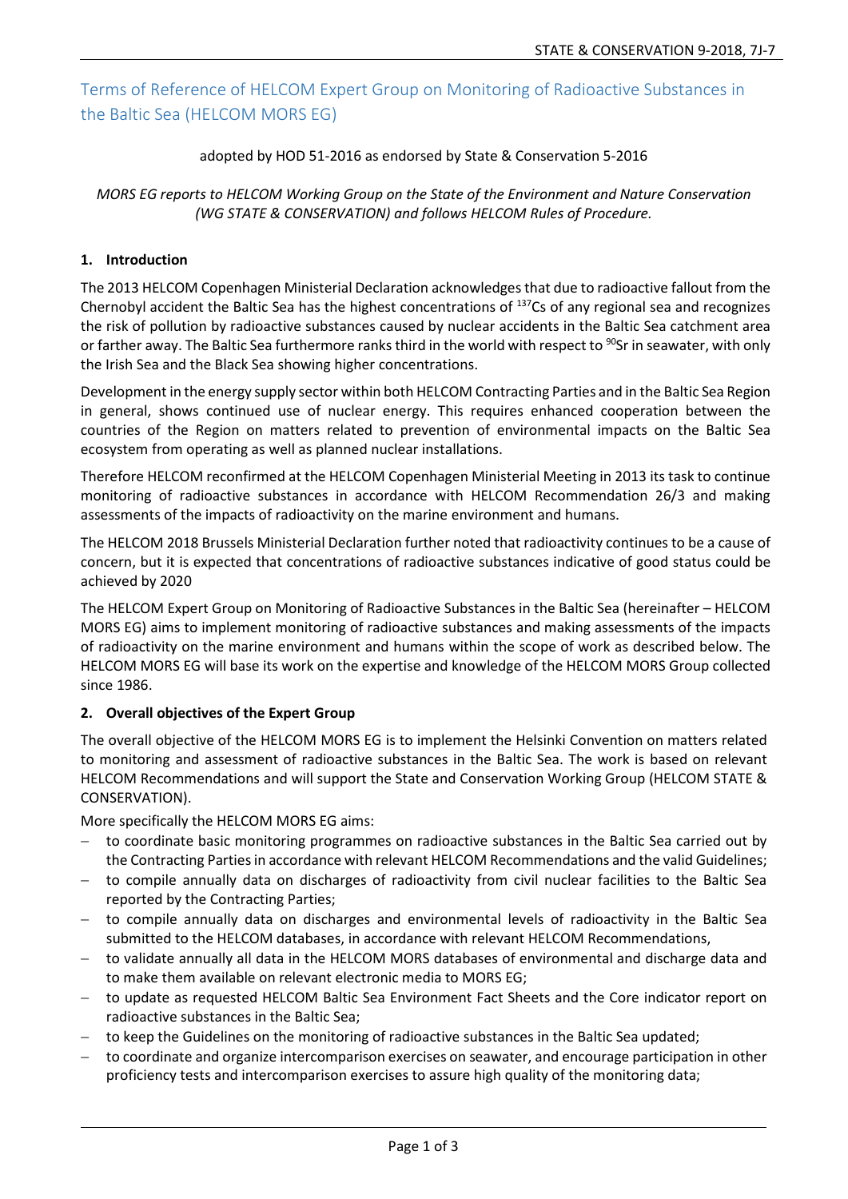# Terms of Reference of HELCOM Expert Group on Monitoring of Radioactive Substances in the Baltic Sea (HELCOM MORS EG)

adopted by HOD 51-2016 as endorsed by State & Conservation 5-2016

*MORS EG reports to HELCOM Working Group on the State of the Environment and Nature Conservation (WG STATE & CONSERVATION) and follows HELCOM Rules of Procedure.*

## 1. Introduction

The 2013 HELCOM Copenhagen Ministerial Declaration acknowledges that due to radioactive fallout from the Chernobyl accident the Baltic Sea has the highest concentrations of $^{137}Cs$ of any regional sea and recognizes the risk of pollution by radioactive substances caused by nuclear accidents in the Baltic Sea catchment area or farther away. The Baltic Sea furthermore ranks third in the world with respect to $^{90}Sr$ in seawater, with only the Irish Sea and the Black Sea showing higher concentrations.

Development in the energy supply sector within both HELCOM Contracting Parties and in the Baltic Sea Region in general, shows continued use of nuclear energy. This requires enhanced cooperation between the countries of the Region on matters related to prevention of environmental impacts on the Baltic Sea ecosystem from operating as well as planned nuclear installations.

Therefore HELCOM reconfirmed at the HELCOM Copenhagen Ministerial Meeting in 2013 its task to continue monitoring of radioactive substances in accordance with HELCOM Recommendation 26/3 and making assessments of the impacts of radioactivity on the marine environment and humans.

The HELCOM 2018 Brussels Ministerial Declaration further noted that radioactivity continues to be a cause of concern, but it is expected that concentrations of radioactive substances indicative of good status could be achieved by 2020

The HELCOM Expert Group on Monitoring of Radioactive Substances in the Baltic Sea (hereinafter – HELCOM MORS EG) aims to implement monitoring of radioactive substances and making assessments of the impacts of radioactivity on the marine environment and humans within the scope of work as described below. The HELCOM MORS EG will base its work on the expertise and knowledge of the HELCOM MORS Group collected since 1986.

## 2. Overall objectives of the Expert Group

The overall objective of the HELCOM MORS EG is to implement the Helsinki Convention on matters related to monitoring and assessment of radioactive substances in the Baltic Sea. The work is based on relevant HELCOM Recommendations and will support the State and Conservation Working Group (HELCOM STATE & CONSERVATION).

More specifically the HELCOM MORS EG aims:

- to coordinate basic monitoring programmes on radioactive substances in the Baltic Sea carried out by the Contracting Parties in accordance with relevant HELCOM Recommendations and the valid Guidelines;
- to compile annually data on discharges of radioactivity from civil nuclear facilities to the Baltic Sea reported by the Contracting Parties;
- to compile annually data on discharges and environmental levels of radioactivity in the Baltic Sea submitted to the HELCOM databases, in accordance with relevant HELCOM Recommendations,
- to validate annually all data in the HELCOM MORS databases of environmental and discharge data and to make them available on relevant electronic media to MORS EG;
- to update as requested HELCOM Baltic Sea Environment Fact Sheets and the Core indicator report on radioactive substances in the Baltic Sea;
- to keep the Guidelines on the monitoring of radioactive substances in the Baltic Sea updated;
- to coordinate and organize intercomparison exercises on seawater, and encourage participation in other proficiency tests and intercomparison exercises to assure high quality of the monitoring data;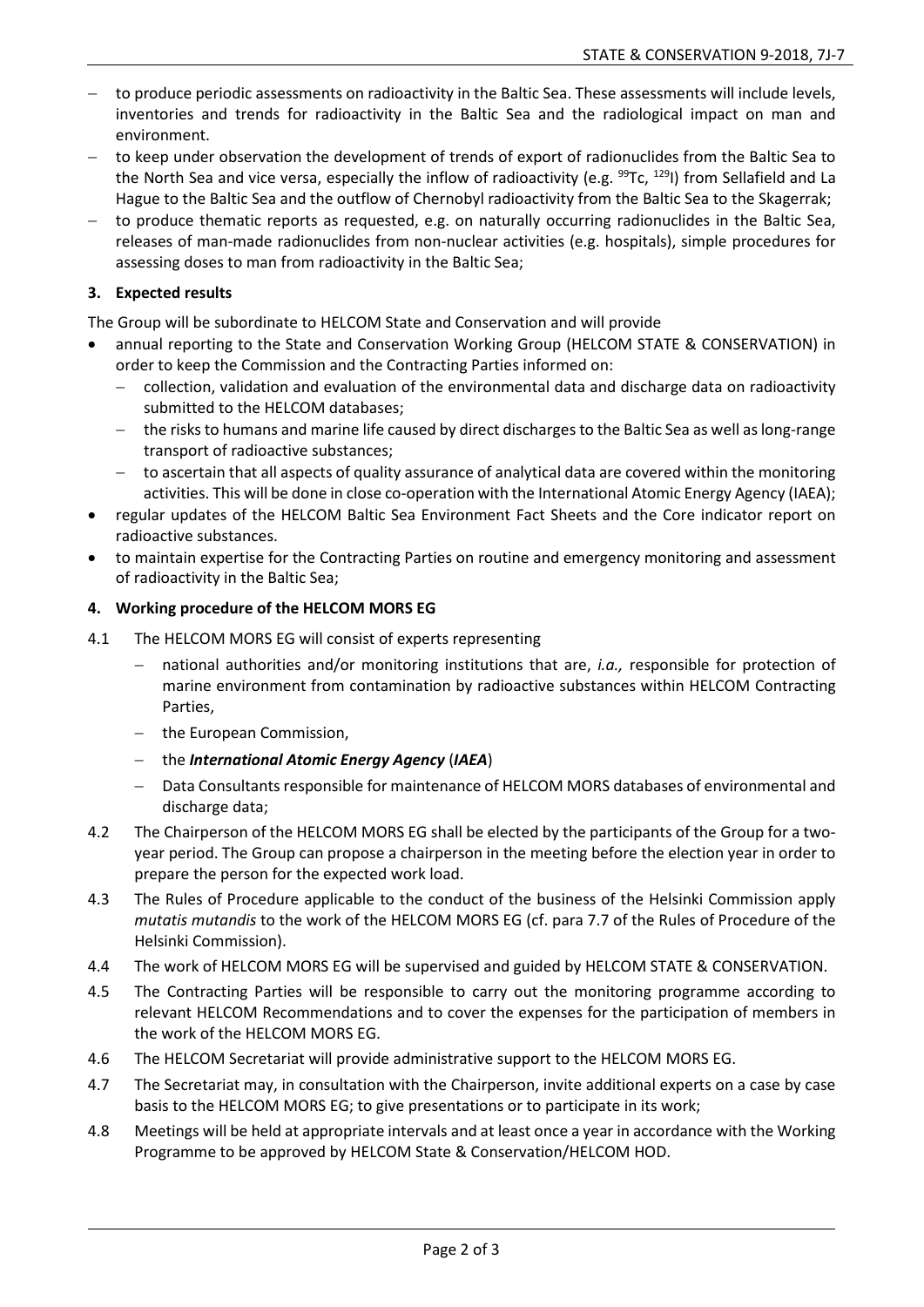- to produce periodic assessments on radioactivity in the Baltic Sea. These assessments will include levels, inventories and trends for radioactivity in the Baltic Sea and the radiological impact on man and environment.
- to keep under observation the development of trends of export of radionuclides from the Baltic Sea to the North Sea and vice versa, especially the inflow of radioactivity (e.g. $^{99}$Tc, $^{129}$I) from Sellafield and La Hague to the Baltic Sea and the outflow of Chernobyl radioactivity from the Baltic Sea to the Skagerrak;
- to produce thematic reports as requested, e.g. on naturally occurring radionuclides in the Baltic Sea, releases of man-made radionuclides from non-nuclear activities (e.g. hospitals), simple procedures for assessing doses to man from radioactivity in the Baltic Sea;

## 3. Expected results

The Group will be subordinate to HELCOM State and Conservation and will provide

- annual reporting to the State and Conservation Working Group (HELCOM STATE & CONSERVATION) in order to keep the Commission and the Contracting Parties informed on:
  - collection, validation and evaluation of the environmental data and discharge data on radioactivity submitted to the HELCOM databases;
  - the risks to humans and marine life caused by direct discharges to the Baltic Sea as well as long-range transport of radioactive substances;
  - to ascertain that all aspects of quality assurance of analytical data are covered within the monitoring activities. This will be done in close co-operation with the International Atomic Energy Agency (IAEA);
- regular updates of the HELCOM Baltic Sea Environment Fact Sheets and the Core indicator report on radioactive substances.
- to maintain expertise for the Contracting Parties on routine and emergency monitoring and assessment of radioactivity in the Baltic Sea;

## 4. Working procedure of the HELCOM MORS EG

4.1 The HELCOM MORS EG will consist of experts representing

- national authorities and/or monitoring institutions that are, *i.a.,* responsible for protection of marine environment from contamination by radioactive substances within HELCOM Contracting Parties,
- the European Commission,
- the ***International Atomic Energy Agency*** (***IAEA***)
- Data Consultants responsible for maintenance of HELCOM MORS databases of environmental and discharge data;

4.2 The Chairperson of the HELCOM MORS EG shall be elected by the participants of the Group for a two-year period. The Group can propose a chairperson in the meeting before the election year in order to prepare the person for the expected work load.

4.3 The Rules of Procedure applicable to the conduct of the business of the Helsinki Commission apply *mutatis mutandis* to the work of the HELCOM MORS EG (cf. para 7.7 of the Rules of Procedure of the Helsinki Commission).

4.4 The work of HELCOM MORS EG will be supervised and guided by HELCOM STATE & CONSERVATION.

4.5 The Contracting Parties will be responsible to carry out the monitoring programme according to relevant HELCOM Recommendations and to cover the expenses for the participation of members in the work of the HELCOM MORS EG.

4.6 The HELCOM Secretariat will provide administrative support to the HELCOM MORS EG.

4.7 The Secretariat may, in consultation with the Chairperson, invite additional experts on a case by case basis to the HELCOM MORS EG; to give presentations or to participate in its work;

4.8 Meetings will be held at appropriate intervals and at least once a year in accordance with the Working Programme to be approved by HELCOM State & Conservation/HELCOM HOD.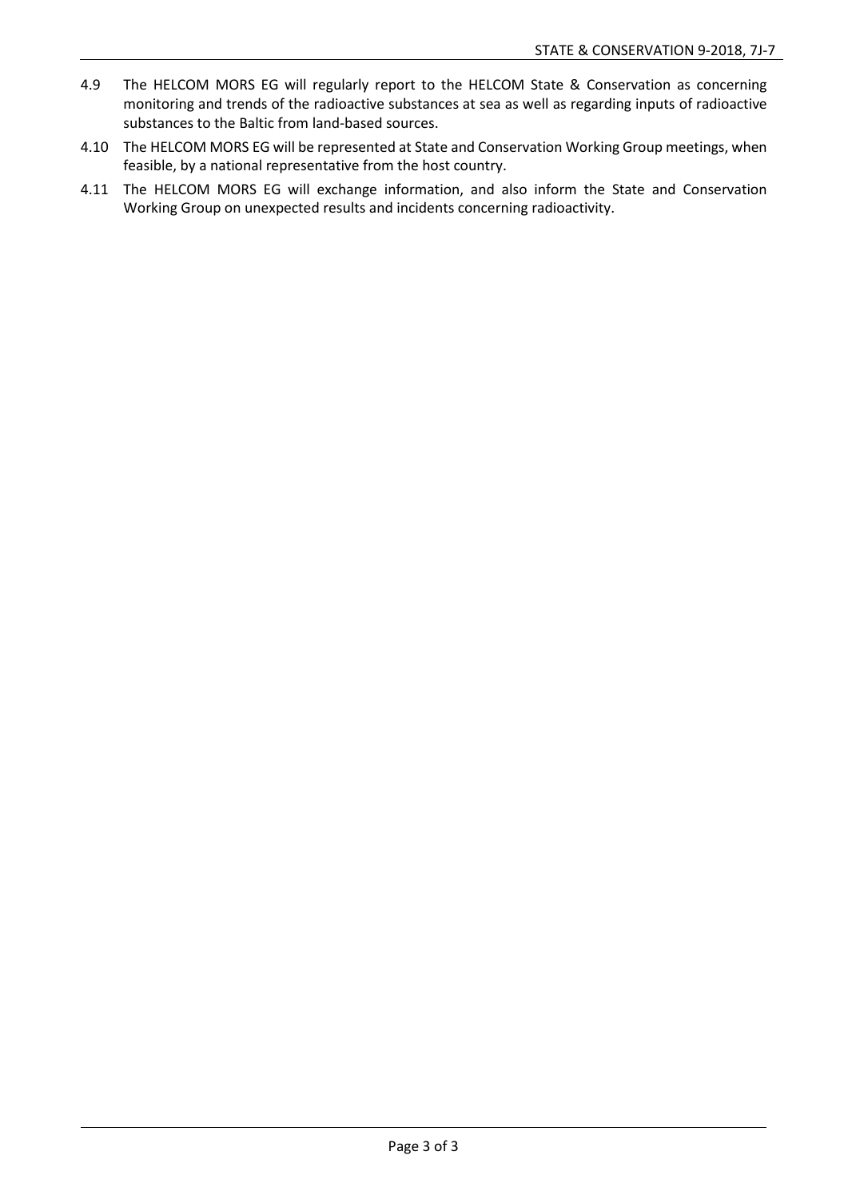4.9 The HELCOM MORS EG will regularly report to the HELCOM State & Conservation as concerning monitoring and trends of the radioactive substances at sea as well as regarding inputs of radioactive substances to the Baltic from land-based sources.

4.10 The HELCOM MORS EG will be represented at State and Conservation Working Group meetings, when feasible, by a national representative from the host country.

4.11 The HELCOM MORS EG will exchange information, and also inform the State and Conservation Working Group on unexpected results and incidents concerning radioactivity.